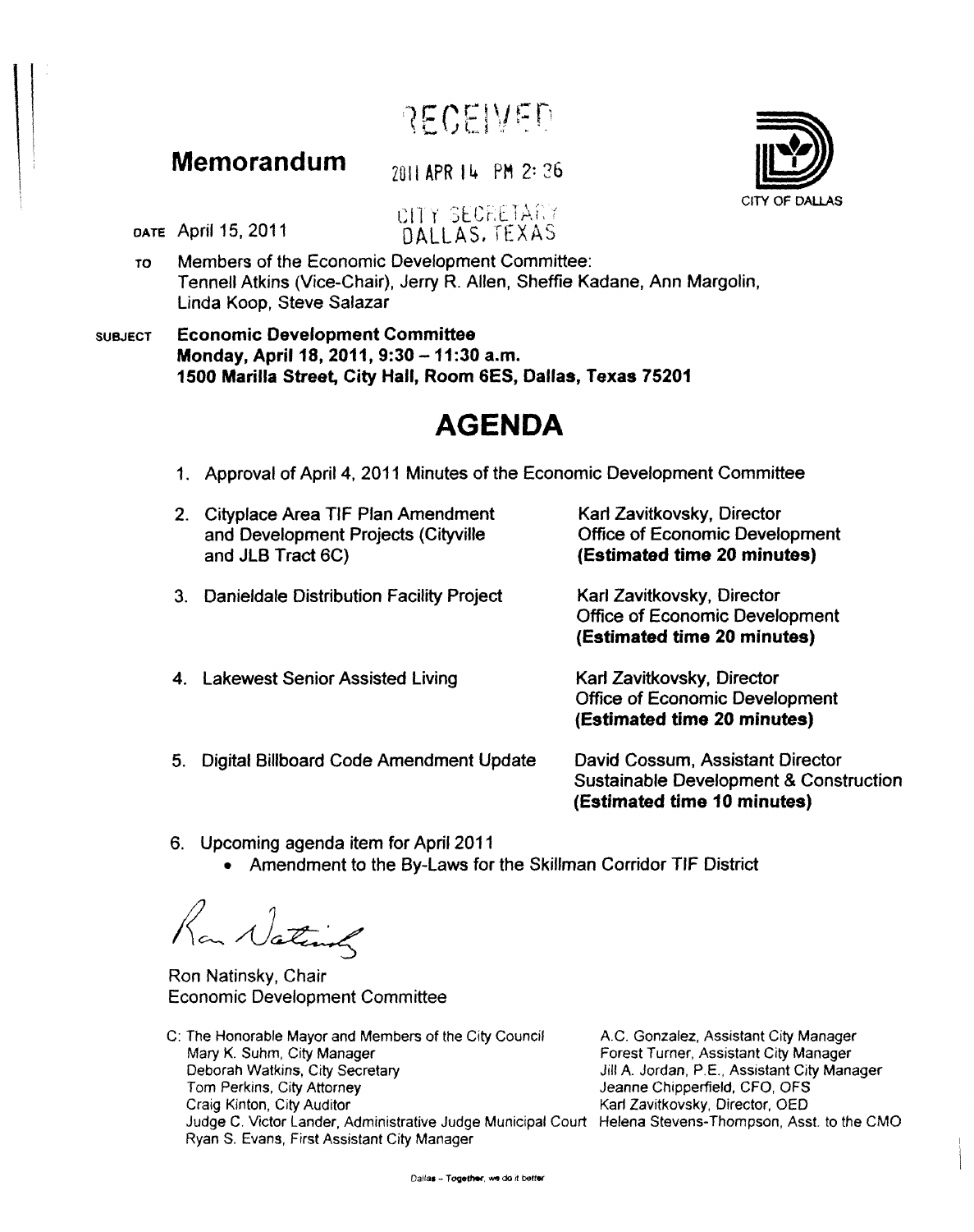RECEIVED

# Memorandum

2011 APR 14 PM 2:26

CITY SECRETARY
DALLAS, TEXAS

CITY OF DALLAS

DATE April 15, 2011

TO Members of the Economic Development Committee:
Tennell Atkins (Vice-Chair), Jerry R. Allen, Sheffie Kadane, Ann Margolin, Linda Koop, Steve Salazar

SUBJECT **Economic Development Committee**
**Monday, April 18, 2011, 9:30 – 11:30 a.m.**
**1500 Marilla Street, City Hall, Room 6ES, Dallas, Texas 75201**

# AGENDA

1. Approval of April 4, 2011 Minutes of the Economic Development Committee

2. Cityplace Area TIF Plan Amendment and Development Projects (Cityville and JLB Tract 6C) — Karl Zavitkovsky, Director, Office of Economic Development **(Estimated time 20 minutes)**

3. Danieldale Distribution Facility Project — Karl Zavitkovsky, Director, Office of Economic Development **(Estimated time 20 minutes)**

4. Lakewest Senior Assisted Living — Karl Zavitkovsky, Director, Office of Economic Development **(Estimated time 20 minutes)**

5. Digital Billboard Code Amendment Update — David Cossum, Assistant Director, Sustainable Development & Construction **(Estimated time 10 minutes)**

6. Upcoming agenda item for April 2011
   - Amendment to the By-Laws for the Skillman Corridor TIF District

Ron Natinsky

Ron Natinsky, Chair
Economic Development Committee

C: The Honorable Mayor and Members of the City Council
Mary K. Suhm, City Manager
Deborah Watkins, City Secretary
Tom Perkins, City Attorney
Craig Kinton, City Auditor
Judge C. Victor Lander, Administrative Judge Municipal Court
Ryan S. Evans, First Assistant City Manager
A.C. Gonzalez, Assistant City Manager
Forest Turner, Assistant City Manager
Jill A. Jordan, P.E., Assistant City Manager
Jeanne Chipperfield, CFO, OFS
Karl Zavitkovsky, Director, OED
Helena Stevens-Thompson, Asst. to the CMO

Dallas – Together, we do it better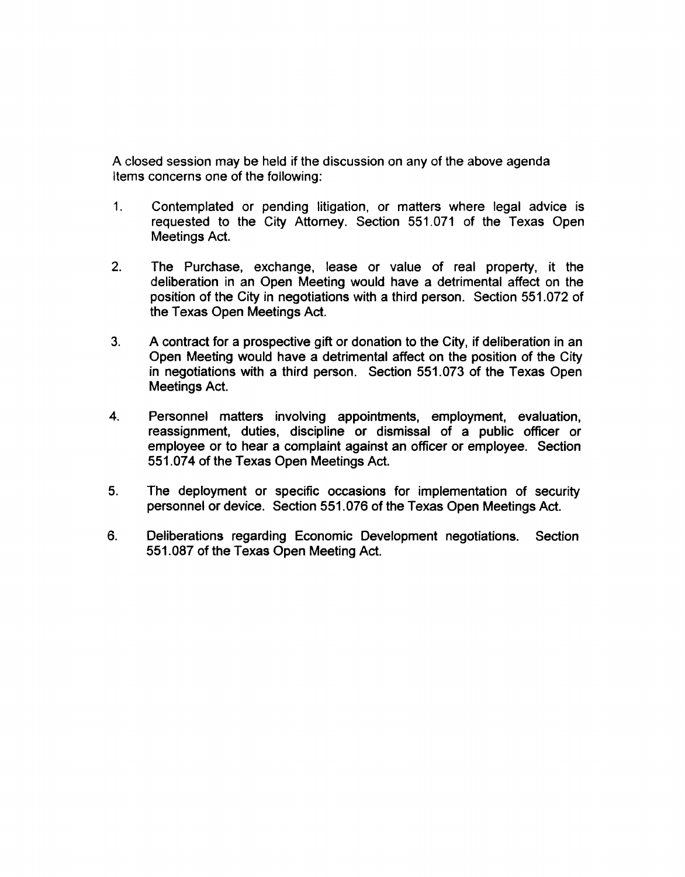A closed session may be held if the discussion on any of the above agenda Items concerns one of the following:

1. Contemplated or pending litigation, or matters where legal advice is requested to the City Attorney. Section 551.071 of the Texas Open Meetings Act.

2. The Purchase, exchange, lease or value of real property, it the deliberation in an Open Meeting would have a detrimental affect on the position of the City in negotiations with a third person. Section 551.072 of the Texas Open Meetings Act.

3. A contract for a prospective gift or donation to the City, if deliberation in an Open Meeting would have a detrimental affect on the position of the City in negotiations with a third person. Section 551.073 of the Texas Open Meetings Act.

4. Personnel matters involving appointments, employment, evaluation, reassignment, duties, discipline or dismissal of a public officer or employee or to hear a complaint against an officer or employee. Section 551.074 of the Texas Open Meetings Act.

5. The deployment or specific occasions for implementation of security personnel or device. Section 551.076 of the Texas Open Meetings Act.

6. Deliberations regarding Economic Development negotiations. Section 551.087 of the Texas Open Meeting Act.